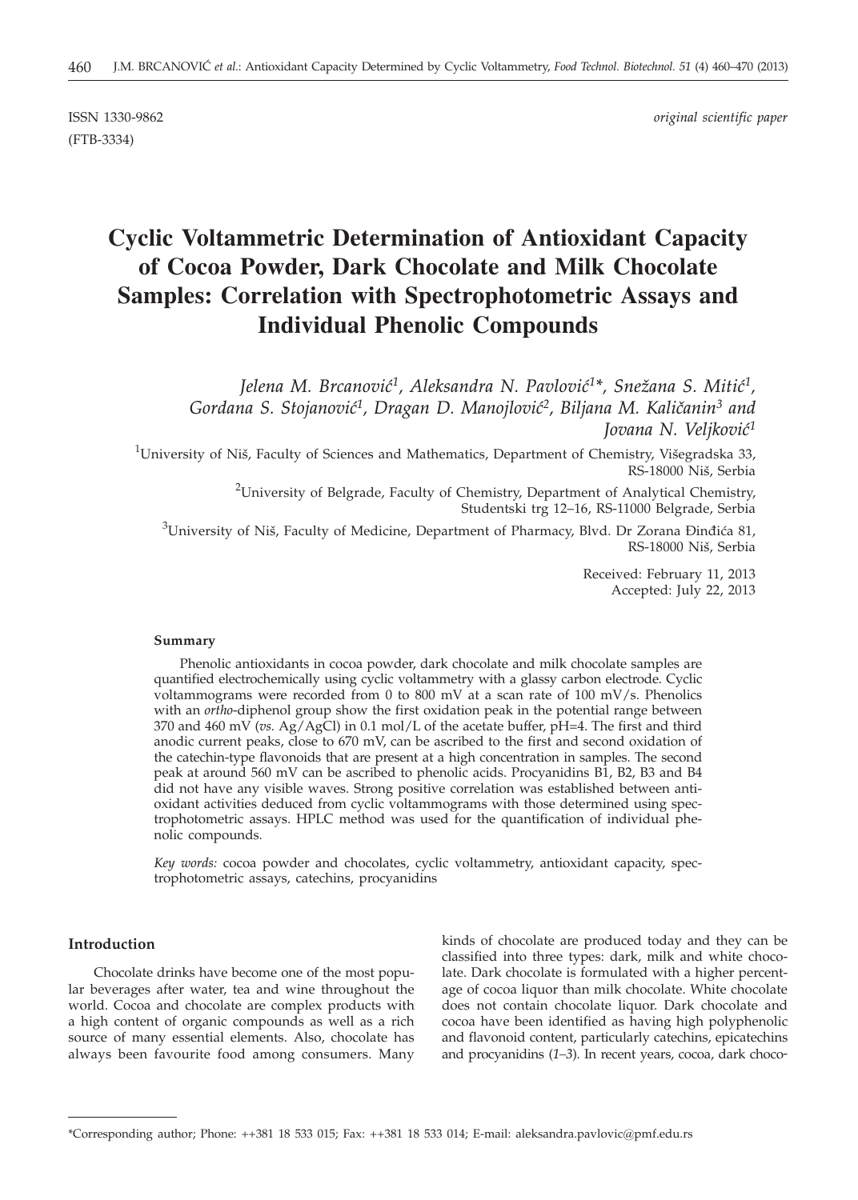ISSN 1330-9862 *original scientific paper*

(FTB-3334)

# Cyclic Voltammetric Determination of Antioxidant Capacity of Cocoa Powder, Dark Chocolate and Milk Chocolate Samples: Correlation with Spectrophotometric Assays and Individual Phenolic Compounds

*Jelena M. Brcanović[1], Aleksandra N. Pavlović[1]\*, Snežana S. Mitić[1], Gordana S. Stojanović[1], Dragan D. Manojlović[2], Biljana M. Kaličanin[3] and Jovana N. Veljković[1]*

[1]University of Niš, Faculty of Sciences and Mathematics, Department of Chemistry, Višegradska 33, RS-18000 Niš, Serbia

[2]University of Belgrade, Faculty of Chemistry, Department of Analytical Chemistry, Studentski trg 12–16, RS-11000 Belgrade, Serbia

[3]University of Niš, Faculty of Medicine, Department of Pharmacy, Blvd. Dr Zorana Đinđića 81, RS-18000 Niš, Serbia

Received: February 11, 2013
Accepted: July 22, 2013

### Summary

Phenolic antioxidants in cocoa powder, dark chocolate and milk chocolate samples are quantified electrochemically using cyclic voltammetry with a glassy carbon electrode. Cyclic voltammograms were recorded from 0 to 800 mV at a scan rate of 100 mV/s. Phenolics with an *ortho*-diphenol group show the first oxidation peak in the potential range between 370 and 460 mV (*vs.* Ag/AgCl) in 0.1 mol/L of the acetate buffer, pH=4. The first and third anodic current peaks, close to 670 mV, can be ascribed to the first and second oxidation of the catechin-type flavonoids that are present at a high concentration in samples. The second peak at around 560 mV can be ascribed to phenolic acids. Procyanidins B1, B2, B3 and B4 did not have any visible waves. Strong positive correlation was established between antioxidant activities deduced from cyclic voltammograms with those determined using spectrophotometric assays. HPLC method was used for the quantification of individual phenolic compounds.

*Key words:* cocoa powder and chocolates, cyclic voltammetry, antioxidant capacity, spectrophotometric assays, catechins, procyanidins

## Introduction

Chocolate drinks have become one of the most popular beverages after water, tea and wine throughout the world. Cocoa and chocolate are complex products with a high content of organic compounds as well as a rich source of many essential elements. Also, chocolate has always been favourite food among consumers. Many kinds of chocolate are produced today and they can be classified into three types: dark, milk and white chocolate. Dark chocolate is formulated with a higher percentage of cocoa liquor than milk chocolate. White chocolate does not contain chocolate liquor. Dark chocolate and cocoa have been identified as having high polyphenolic and flavonoid content, particularly catechins, epicatechins and procyanidins (*1–3*). In recent years, cocoa, dark choco-

\*Corresponding author; Phone: ++381 18 533 015; Fax: ++381 18 533 014; E-mail: aleksandra.pavlovic@pmf.edu.rs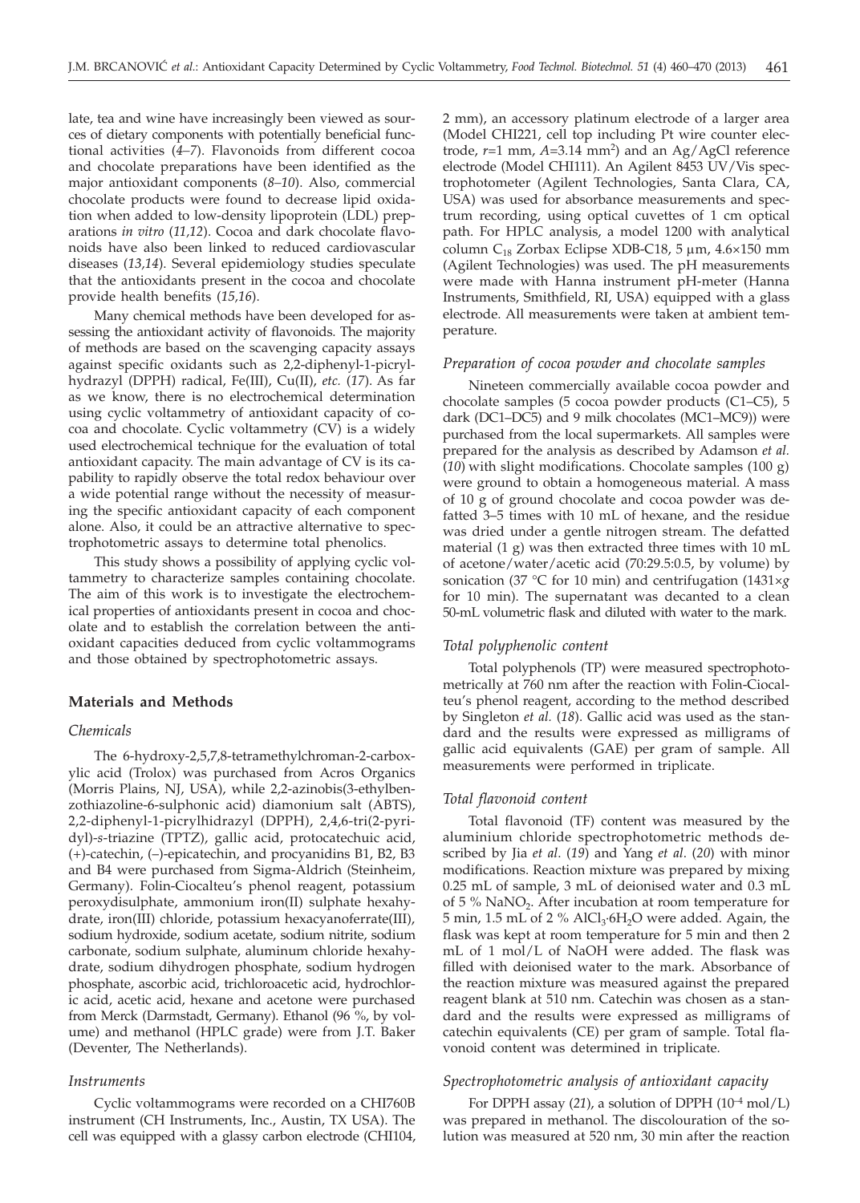late, tea and wine have increasingly been viewed as sources of dietary components with potentially beneficial functional activities (*4–7*). Flavonoids from different cocoa and chocolate preparations have been identified as the major antioxidant components (*8–10*). Also, commercial chocolate products were found to decrease lipid oxidation when added to low-density lipoprotein (LDL) preparations *in vitro* (*11,12*). Cocoa and dark chocolate flavonoids have also been linked to reduced cardiovascular diseases (*13,14*). Several epidemiology studies speculate that the antioxidants present in the cocoa and chocolate provide health benefits (*15,16*).

Many chemical methods have been developed for assessing the antioxidant activity of flavonoids. The majority of methods are based on the scavenging capacity assays against specific oxidants such as 2,2-diphenyl-1-picrylhydrazyl (DPPH) radical, Fe(III), Cu(II), *etc.* (*17*). As far as we know, there is no electrochemical determination using cyclic voltammetry of antioxidant capacity of cocoa and chocolate. Cyclic voltammetry (CV) is a widely used electrochemical technique for the evaluation of total antioxidant capacity. The main advantage of CV is its capability to rapidly observe the total redox behaviour over a wide potential range without the necessity of measuring the specific antioxidant capacity of each component alone. Also, it could be an attractive alternative to spectrophotometric assays to determine total phenolics.

This study shows a possibility of applying cyclic voltammetry to characterize samples containing chocolate. The aim of this work is to investigate the electrochemical properties of antioxidants present in cocoa and chocolate and to establish the correlation between the antioxidant capacities deduced from cyclic voltammograms and those obtained by spectrophotometric assays.

## Materials and Methods

### *Chemicals*

The 6-hydroxy-2,5,7,8-tetramethylchroman-2-carboxylic acid (Trolox) was purchased from Acros Organics (Morris Plains, NJ, USA), while 2,2-azinobis(3-ethylbenzothiazoline-6-sulphonic acid) diamonium salt (ABTS), 2,2-diphenyl-1-picrylhidrazyl (DPPH), 2,4,6-tri(2-pyridyl)-*s*-triazine (TPTZ), gallic acid, protocatechuic acid, (+)-catechin, (–)-epicatechin, and procyanidins B1, B2, B3 and B4 were purchased from Sigma-Aldrich (Steinheim, Germany). Folin-Ciocalteu's phenol reagent, potassium peroxydisulphate, ammonium iron(II) sulphate hexahydrate, iron(III) chloride, potassium hexacyanoferrate(III), sodium hydroxide, sodium acetate, sodium nitrite, sodium carbonate, sodium sulphate, aluminum chloride hexahydrate, sodium dihydrogen phosphate, sodium hydrogen phosphate, ascorbic acid, trichloroacetic acid, hydrochloric acid, acetic acid, hexane and acetone were purchased from Merck (Darmstadt, Germany). Ethanol (96 %, by volume) and methanol (HPLC grade) were from J.T. Baker (Deventer, The Netherlands).

### *Instruments*

Cyclic voltammograms were recorded on a CHI760B instrument (CH Instruments, Inc., Austin, TX USA). The cell was equipped with a glassy carbon electrode (CHI104, 2 mm), an accessory platinum electrode of a larger area (Model CHI221, cell top including Pt wire counter electrode, $r$=1 mm, $A$=3.14 mm$^2$) and an Ag/AgCl reference electrode (Model CHI111). An Agilent 8453 UV/Vis spectrophotometer (Agilent Technologies, Santa Clara, CA, USA) was used for absorbance measurements and spectrum recording, using optical cuvettes of 1 cm optical path. For HPLC analysis, a model 1200 with analytical column $C_{18}$ Zorbax Eclipse XDB-C18, 5 µm, 4.6×150 mm (Agilent Technologies) was used. The pH measurements were made with Hanna instrument pH-meter (Hanna Instruments, Smithfield, RI, USA) equipped with a glass electrode. All measurements were taken at ambient temperature.

### *Preparation of cocoa powder and chocolate samples*

Nineteen commercially available cocoa powder and chocolate samples (5 cocoa powder products (C1–C5), 5 dark (DC1–DC5) and 9 milk chocolates (MC1–MC9)) were purchased from the local supermarkets. All samples were prepared for the analysis as described by Adamson *et al.* (*10*) with slight modifications. Chocolate samples (100 g) were ground to obtain a homogeneous material. A mass of 10 g of ground chocolate and cocoa powder was defatted 3–5 times with 10 mL of hexane, and the residue was dried under a gentle nitrogen stream. The defatted material (1 g) was then extracted three times with 10 mL of acetone/water/acetic acid (70:29.5:0.5, by volume) by sonication (37 °C for 10 min) and centrifugation (1431×*g* for 10 min). The supernatant was decanted to a clean 50-mL volumetric flask and diluted with water to the mark.

### *Total polyphenolic content*

Total polyphenols (TP) were measured spectrophotometrically at 760 nm after the reaction with Folin-Ciocalteu's phenol reagent, according to the method described by Singleton *et al.* (*18*). Gallic acid was used as the standard and the results were expressed as milligrams of gallic acid equivalents (GAE) per gram of sample. All measurements were performed in triplicate.

### *Total flavonoid content*

Total flavonoid (TF) content was measured by the aluminium chloride spectrophotometric methods described by Jia *et al.* (*19*) and Yang *et al.* (*20*) with minor modifications. Reaction mixture was prepared by mixing 0.25 mL of sample, 3 mL of deionised water and 0.3 mL of 5 % $NaNO_2$. After incubation at room temperature for 5 min, 1.5 mL of 2 % $AlCl_3 \cdot 6H_2O$ were added. Again, the flask was kept at room temperature for 5 min and then 2 mL of 1 mol/L of NaOH were added. The flask was filled with deionised water to the mark. Absorbance of the reaction mixture was measured against the prepared reagent blank at 510 nm. Catechin was chosen as a standard and the results were expressed as milligrams of catechin equivalents (CE) per gram of sample. Total flavonoid content was determined in triplicate.

### *Spectrophotometric analysis of antioxidant capacity*

For DPPH assay (*21*), a solution of DPPH ($10^{-4}$ mol/L) was prepared in methanol. The discolouration of the solution was measured at 520 nm, 30 min after the reaction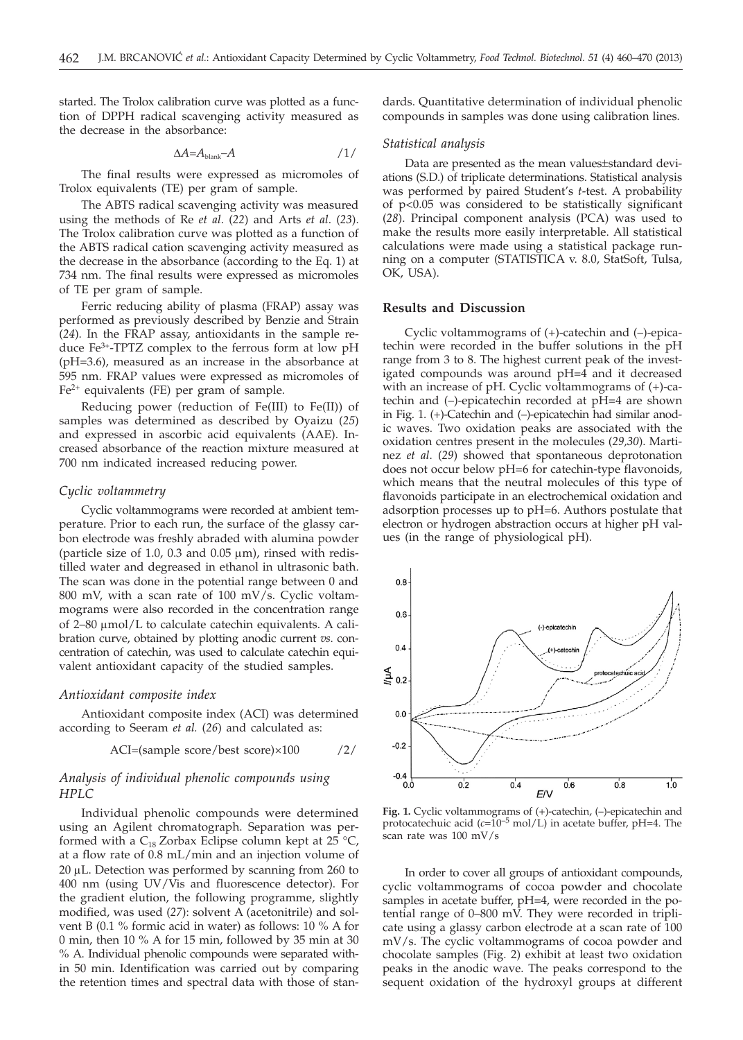started. The Trolox calibration curve was plotted as a function of DPPH radical scavenging activity measured as the decrease in the absorbance:

$$\Delta A = A_{blank} - A \qquad /1/$$

The final results were expressed as micromoles of Trolox equivalents (TE) per gram of sample.

The ABTS radical scavenging activity was measured using the methods of Re *et al.* (*22*) and Arts *et al.* (*23*). The Trolox calibration curve was plotted as a function of the ABTS radical cation scavenging activity measured as the decrease in the absorbance (according to the Eq. 1) at 734 nm. The final results were expressed as micromoles of TE per gram of sample.

Ferric reducing ability of plasma (FRAP) assay was performed as previously described by Benzie and Strain (*24*). In the FRAP assay, antioxidants in the sample reduce $Fe^{3+}$-TPTZ complex to the ferrous form at low pH (pH=3.6), measured as an increase in the absorbance at 595 nm. FRAP values were expressed as micromoles of $Fe^{2+}$ equivalents (FE) per gram of sample.

Reducing power (reduction of Fe(III) to Fe(II)) of samples was determined as described by Oyaizu (*25*) and expressed in ascorbic acid equivalents (AAE). Increased absorbance of the reaction mixture measured at 700 nm indicated increased reducing power.

### *Cyclic voltammetry*

Cyclic voltammograms were recorded at ambient temperature. Prior to each run, the surface of the glassy carbon electrode was freshly abraded with alumina powder (particle size of 1.0, 0.3 and 0.05 μm), rinsed with redistilled water and degreased in ethanol in ultrasonic bath. The scan was done in the potential range between 0 and 800 mV, with a scan rate of 100 mV/s. Cyclic voltammograms were also recorded in the concentration range of 2–80 μmol/L to calculate catechin equivalents. A calibration curve, obtained by plotting anodic current *vs.* concentration of catechin, was used to calculate catechin equivalent antioxidant capacity of the studied samples.

### *Antioxidant composite index*

Antioxidant composite index (ACI) was determined according to Seeram *et al.* (*26*) and calculated as:

$$\text{ACI} = (\text{sample score/best score}) \times 100 \qquad /2/$$

### *Analysis of individual phenolic compounds using HPLC*

Individual phenolic compounds were determined using an Agilent chromatograph. Separation was performed with a $C_{18}$ Zorbax Eclipse column kept at 25 °C, at a flow rate of 0.8 mL/min and an injection volume of 20 μL. Detection was performed by scanning from 260 to 400 nm (using UV/Vis and fluorescence detector). For the gradient elution, the following programme, slightly modified, was used (*27*): solvent A (acetonitrile) and solvent B (0.1 % formic acid in water) as follows: 10 % A for 0 min, then 10 % A for 15 min, followed by 35 min at 30 % A. Individual phenolic compounds were separated within 50 min. Identification was carried out by comparing the retention times and spectral data with those of standards. Quantitative determination of individual phenolic compounds in samples was done using calibration lines.

### *Statistical analysis*

Data are presented as the mean values±standard deviations (S.D.) of triplicate determinations. Statistical analysis was performed by paired Student's *t*-test. A probability of $p<0.05$ was considered to be statistically significant (*28*). Principal component analysis (PCA) was used to make the results more easily interpretable. All statistical calculations were made using a statistical package running on a computer (STATISTICA v. 8.0, StatSoft, Tulsa, OK, USA).

## Results and Discussion

Cyclic voltammograms of (+)-catechin and (–)-epicatechin were recorded in the buffer solutions in the pH range from 3 to 8. The highest current peak of the investigated compounds was around pH=4 and it decreased with an increase of pH. Cyclic voltammograms of (+)-catechin and (–)-epicatechin recorded at pH=4 are shown in Fig. 1. (+)-Catechin and (–)-epicatechin had similar anodic waves. Two oxidation peaks are associated with the oxidation centres present in the molecules (*29,30*). Martinez *et al.* (*29*) showed that spontaneous deprotonation does not occur below pH=6 for catechin-type flavonoids, which means that the neutral molecules of this type of flavonoids participate in an electrochemical oxidation and adsorption processes up to pH=6. Authors postulate that electron or hydrogen abstraction occurs at higher pH values (in the range of physiological pH).

**Fig. 1.** Cyclic voltammograms of (+)-catechin, (–)-epicatechin and protocatechuic acid ($c=10^{-5}$ mol/L) in acetate buffer, pH=4. The scan rate was 100 mV/s

In order to cover all groups of antioxidant compounds, cyclic voltammograms of cocoa powder and chocolate samples in acetate buffer, pH=4, were recorded in the potential range of 0–800 mV. They were recorded in triplicate using a glassy carbon electrode at a scan rate of 100 mV/s. The cyclic voltammograms of cocoa powder and chocolate samples (Fig. 2) exhibit at least two oxidation peaks in the anodic wave. The peaks correspond to the sequent oxidation of the hydroxyl groups at different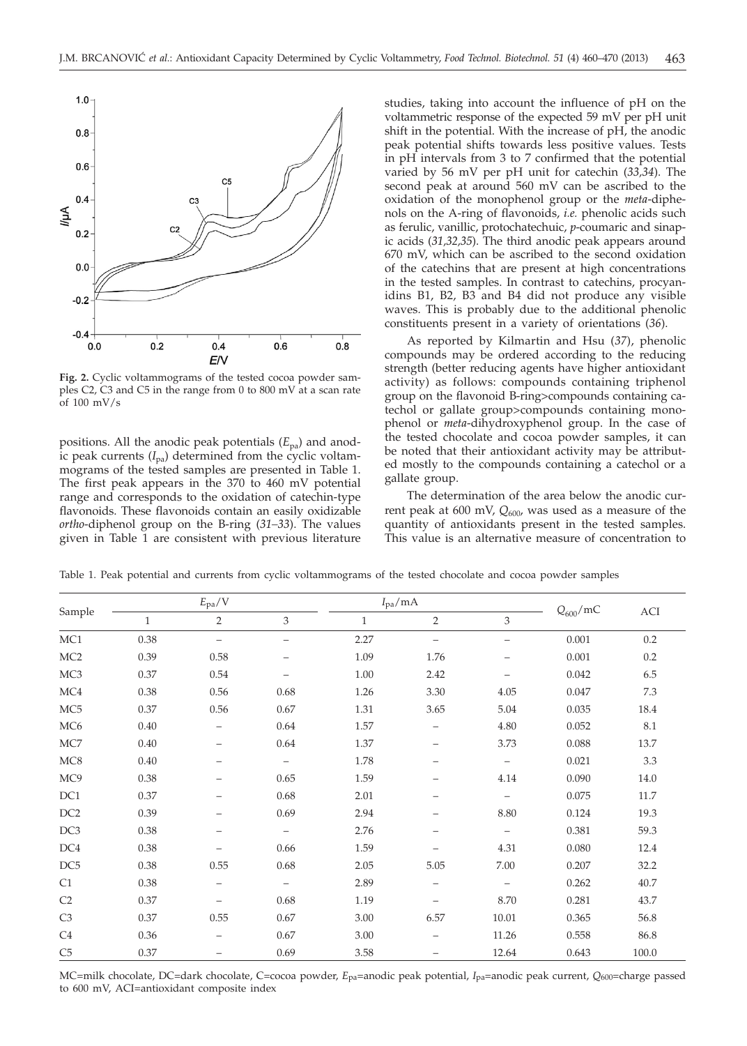**Fig. 2.** Cyclic voltammograms of the tested cocoa powder samples C2, C3 and C5 in the range from 0 to 800 mV at a scan rate of 100 mV/s

positions. All the anodic peak potentials ($E_{pa}$) and anodic peak currents ($I_{pa}$) determined from the cyclic voltammograms of the tested samples are presented in Table 1. The first peak appears in the 370 to 460 mV potential range and corresponds to the oxidation of catechin-type flavonoids. These flavonoids contain an easily oxidizable *ortho*-diphenol group on the B-ring (*31–33*). The values given in Table 1 are consistent with previous literature studies, taking into account the influence of pH on the voltammetric response of the expected 59 mV per pH unit shift in the potential. With the increase of pH, the anodic peak potential shifts towards less positive values. Tests in pH intervals from 3 to 7 confirmed that the potential varied by 56 mV per pH unit for catechin (*33,34*). The second peak at around 560 mV can be ascribed to the oxidation of the monophenol group or the *meta*-diphenols on the A-ring of flavonoids, *i.e.* phenolic acids such as ferulic, vanillic, protochatechuic, *p*-coumaric and sinapic acids (*31,32,35*). The third anodic peak appears around 670 mV, which can be ascribed to the second oxidation of the catechins that are present at high concentrations in the tested samples. In contrast to catechins, procyanidins B1, B2, B3 and B4 did not produce any visible waves. This is probably due to the additional phenolic constituents present in a variety of orientations (*36*).

As reported by Kilmartin and Hsu (*37*), phenolic compounds may be ordered according to the reducing strength (better reducing agents have higher antioxidant activity) as follows: compounds containing triphenol group on the flavonoid B-ring>compounds containing catechol or gallate group>compounds containing monophenol or *meta*-dihydroxyphenol group. In the case of the tested chocolate and cocoa powder samples, it can be noted that their antioxidant activity may be attributed mostly to the compounds containing a catechol or a gallate group.

The determination of the area below the anodic current peak at 600 mV, $Q_{600}$, was used as a measure of the quantity of antioxidants present in the tested samples. This value is an alternative measure of concentration to

Table 1. Peak potential and currents from cyclic voltammograms of the tested chocolate and cocoa powder samples

| Sample | $E_{pa}$/V | | | $I_{pa}$/mA | | | $Q_{600}$/mC | ACI |
|---|---|---|---|---|---|---|---|---|
| | 1 | 2 | 3 | 1 | 2 | 3 | | |
| MC1 | 0.38 | – | – | 2.27 | – | – | 0.001 | 0.2 |
| MC2 | 0.39 | 0.58 | – | 1.09 | 1.76 | – | 0.001 | 0.2 |
| MC3 | 0.37 | 0.54 | – | 1.00 | 2.42 | – | 0.042 | 6.5 |
| MC4 | 0.38 | 0.56 | 0.68 | 1.26 | 3.30 | 4.05 | 0.047 | 7.3 |
| MC5 | 0.37 | 0.56 | 0.67 | 1.31 | 3.65 | 5.04 | 0.035 | 18.4 |
| MC6 | 0.40 | – | 0.64 | 1.57 | – | 4.80 | 0.052 | 8.1 |
| MC7 | 0.40 | – | 0.64 | 1.37 | – | 3.73 | 0.088 | 13.7 |
| MC8 | 0.40 | – | – | 1.78 | – | – | 0.021 | 3.3 |
| MC9 | 0.38 | – | 0.65 | 1.59 | – | 4.14 | 0.090 | 14.0 |
| DC1 | 0.37 | – | 0.68 | 2.01 | – | – | 0.075 | 11.7 |
| DC2 | 0.39 | – | 0.69 | 2.94 | – | 8.80 | 0.124 | 19.3 |
| DC3 | 0.38 | – | – | 2.76 | – | – | 0.381 | 59.3 |
| DC4 | 0.38 | – | 0.66 | 1.59 | – | 4.31 | 0.080 | 12.4 |
| DC5 | 0.38 | 0.55 | 0.68 | 2.05 | 5.05 | 7.00 | 0.207 | 32.2 |
| C1 | 0.38 | – | – | 2.89 | – | – | 0.262 | 40.7 |
| C2 | 0.37 | – | 0.68 | 1.19 | – | 8.70 | 0.281 | 43.7 |
| C3 | 0.37 | 0.55 | 0.67 | 3.00 | 6.57 | 10.01 | 0.365 | 56.8 |
| C4 | 0.36 | – | 0.67 | 3.00 | – | 11.26 | 0.558 | 86.8 |
| C5 | 0.37 | – | 0.69 | 3.58 | – | 12.64 | 0.643 | 100.0 |

MC=milk chocolate, DC=dark chocolate, C=cocoa powder, $E_{pa}$=anodic peak potential, $I_{pa}$=anodic peak current, $Q_{600}$=charge passed to 600 mV, ACI=antioxidant composite index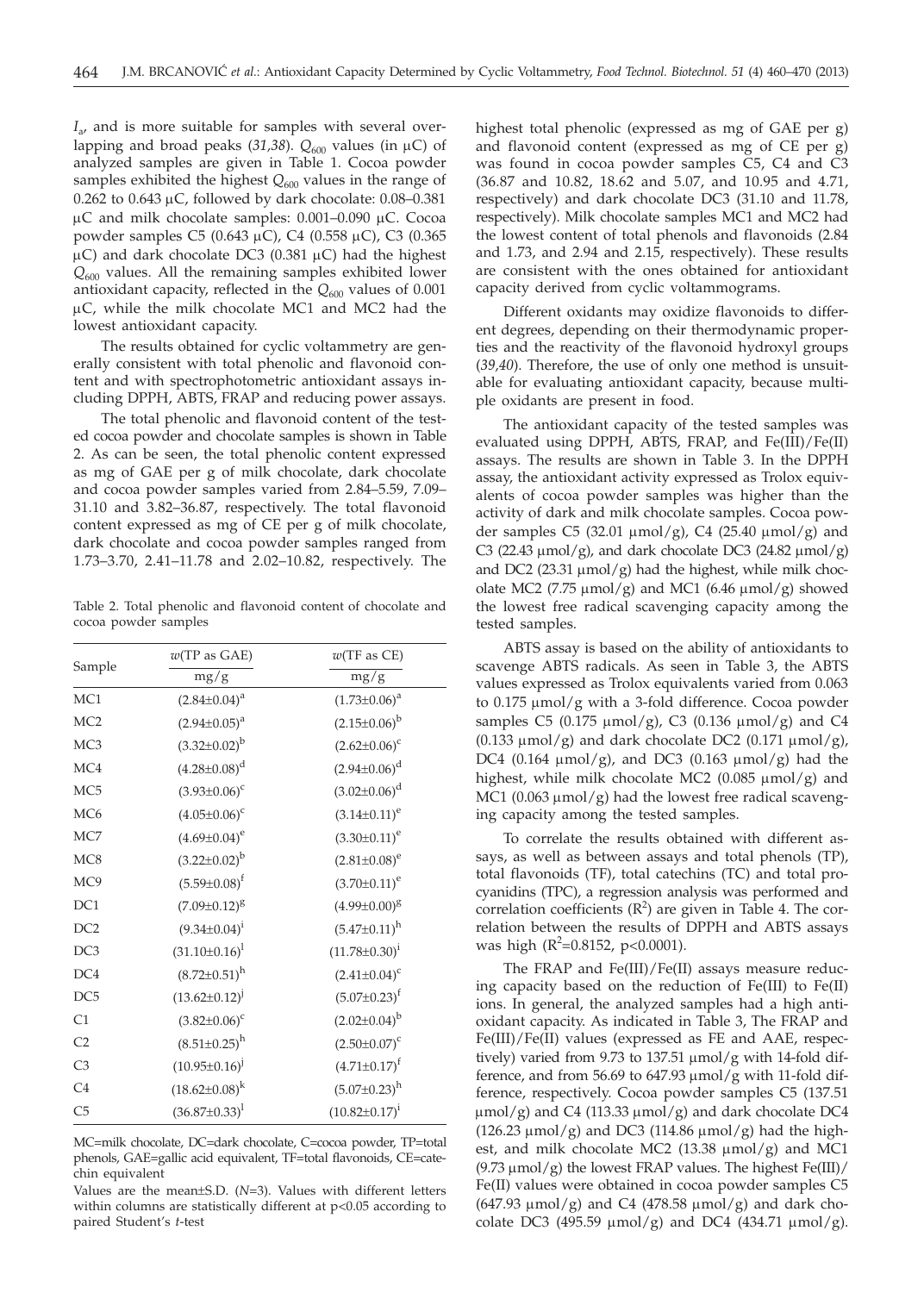$I_a$, and is more suitable for samples with several overlapping and broad peaks (*31,38*). $Q_{600}$ values (in μC) of analyzed samples are given in Table 1. Cocoa powder samples exhibited the highest $Q_{600}$ values in the range of 0.262 to 0.643 μC, followed by dark chocolate: 0.08–0.381 μC and milk chocolate samples: 0.001–0.090 μC. Cocoa powder samples C5 (0.643 μC), C4 (0.558 μC), C3 (0.365 μC) and dark chocolate DC3 (0.381 μC) had the highest $Q_{600}$ values. All the remaining samples exhibited lower antioxidant capacity, reflected in the $Q_{600}$ values of 0.001 μC, while the milk chocolate MC1 and MC2 had the lowest antioxidant capacity.

The results obtained for cyclic voltammetry are generally consistent with total phenolic and flavonoid content and with spectrophotometric antioxidant assays including DPPH, ABTS, FRAP and reducing power assays.

The total phenolic and flavonoid content of the tested cocoa powder and chocolate samples is shown in Table 2. As can be seen, the total phenolic content expressed as mg of GAE per g of milk chocolate, dark chocolate and cocoa powder samples varied from 2.84–5.59, 7.09–31.10 and 3.82–36.87, respectively. The total flavonoid content expressed as mg of CE per g of milk chocolate, dark chocolate and cocoa powder samples ranged from 1.73–3.70, 2.41–11.78 and 2.02–10.82, respectively. The highest total phenolic (expressed as mg of GAE per g) and flavonoid content (expressed as mg of CE per g) was found in cocoa powder samples C5, C4 and C3 (36.87 and 10.82, 18.62 and 5.07, and 10.95 and 4.71, respectively) and dark chocolate DC3 (31.10 and 11.78, respectively). Milk chocolate samples MC1 and MC2 had the lowest content of total phenols and flavonoids (2.84 and 1.73, and 2.94 and 2.15, respectively). These results are consistent with the ones obtained for antioxidant capacity derived from cyclic voltammograms.

Table 2. Total phenolic and flavonoid content of chocolate and cocoa powder samples

| Sample | $w$(TP as GAE) / mg/g | $w$(TF as CE) / mg/g |
|---|---|---|
| MC1 | $(2.84\pm0.04)^a$ | $(1.73\pm0.06)^a$ |
| MC2 | $(2.94\pm0.05)^a$ | $(2.15\pm0.06)^b$ |
| MC3 | $(3.32\pm0.02)^b$ | $(2.62\pm0.06)^c$ |
| MC4 | $(4.28\pm0.08)^d$ | $(2.94\pm0.06)^d$ |
| MC5 | $(3.93\pm0.06)^c$ | $(3.02\pm0.06)^d$ |
| MC6 | $(4.05\pm0.06)^c$ | $(3.14\pm0.11)^e$ |
| MC7 | $(4.69\pm0.04)^e$ | $(3.30\pm0.11)^e$ |
| MC8 | $(3.22\pm0.02)^b$ | $(2.81\pm0.08)^e$ |
| MC9 | $(5.59\pm0.08)^f$ | $(3.70\pm0.11)^e$ |
| DC1 | $(7.09\pm0.12)^g$ | $(4.99\pm0.00)^g$ |
| DC2 | $(9.34\pm0.04)^i$ | $(5.47\pm0.11)^h$ |
| DC3 | $(31.10\pm0.16)^l$ | $(11.78\pm0.30)^i$ |
| DC4 | $(8.72\pm0.51)^h$ | $(2.41\pm0.04)^c$ |
| DC5 | $(13.62\pm0.12)^j$ | $(5.07\pm0.23)^f$ |
| C1 | $(3.82\pm0.06)^c$ | $(2.02\pm0.04)^b$ |
| C2 | $(8.51\pm0.25)^h$ | $(2.50\pm0.07)^c$ |
| C3 | $(10.95\pm0.16)^j$ | $(4.71\pm0.17)^f$ |
| C4 | $(18.62\pm0.08)^k$ | $(5.07\pm0.23)^h$ |
| C5 | $(36.87\pm0.33)^l$ | $(10.82\pm0.17)^i$ |

MC=milk chocolate, DC=dark chocolate, C=cocoa powder, TP=total phenols, GAE=gallic acid equivalent, TF=total flavonoids, CE=catechin equivalent

Values are the mean±S.D. ($N$=3). Values with different letters within columns are statistically different at $p<0.05$ according to paired Student's *t*-test

Different oxidants may oxidize flavonoids to different degrees, depending on their thermodynamic properties and the reactivity of the flavonoid hydroxyl groups (*39,40*). Therefore, the use of only one method is unsuitable for evaluating antioxidant capacity, because multiple oxidants are present in food.

The antioxidant capacity of the tested samples was evaluated using DPPH, ABTS, FRAP, and Fe(III)/Fe(II) assays. The results are shown in Table 3. In the DPPH assay, the antioxidant activity expressed as Trolox equivalents of cocoa powder samples was higher than the activity of dark and milk chocolate samples. Cocoa powder samples C5 (32.01 μmol/g), C4 (25.40 μmol/g) and C3 (22.43 μmol/g), and dark chocolate DC3 (24.82 μmol/g) and DC2 (23.31 μmol/g) had the highest, while milk chocolate MC2 (7.75 μmol/g) and MC1 (6.46 μmol/g) showed the lowest free radical scavenging capacity among the tested samples.

ABTS assay is based on the ability of antioxidants to scavenge ABTS radicals. As seen in Table 3, the ABTS values expressed as Trolox equivalents varied from 0.063 to 0.175 μmol/g with a 3-fold difference. Cocoa powder samples C5 (0.175 μmol/g), C3 (0.136 μmol/g) and C4 (0.133 μmol/g) and dark chocolate DC2 (0.171 μmol/g), DC4 (0.164 μmol/g), and DC3 (0.163 μmol/g) had the highest, while milk chocolate MC2 (0.085 μmol/g) and MC1 (0.063 μmol/g) had the lowest free radical scavenging capacity among the tested samples.

To correlate the results obtained with different assays, as well as between assays and total phenols (TP), total flavonoids (TF), total catechins (TC) and total procyanidins (TPC), a regression analysis was performed and correlation coefficients ($R^2$) are given in Table 4. The correlation between the results of DPPH and ABTS assays was high ($R^2$=0.8152, $p<0.0001$).

The FRAP and Fe(III)/Fe(II) assays measure reducing capacity based on the reduction of Fe(III) to Fe(II) ions. In general, the analyzed samples had a high antioxidant capacity. As indicated in Table 3, The FRAP and Fe(III)/Fe(II) values (expressed as FE and AAE, respectively) varied from 9.73 to 137.51 μmol/g with 14-fold difference, and from 56.69 to 647.93 μmol/g with 11-fold difference, respectively. Cocoa powder samples C5 (137.51 μmol/g) and C4 (113.33 μmol/g) and dark chocolate DC4 (126.23 μmol/g) and DC3 (114.86 μmol/g) had the highest, and milk chocolate MC2 (13.38 μmol/g) and MC1 (9.73 μmol/g) the lowest FRAP values. The highest Fe(III)/Fe(II) values were obtained in cocoa powder samples C5 (647.93 μmol/g) and C4 (478.58 μmol/g) and dark chocolate DC3 (495.59 μmol/g) and DC4 (434.71 μmol/g).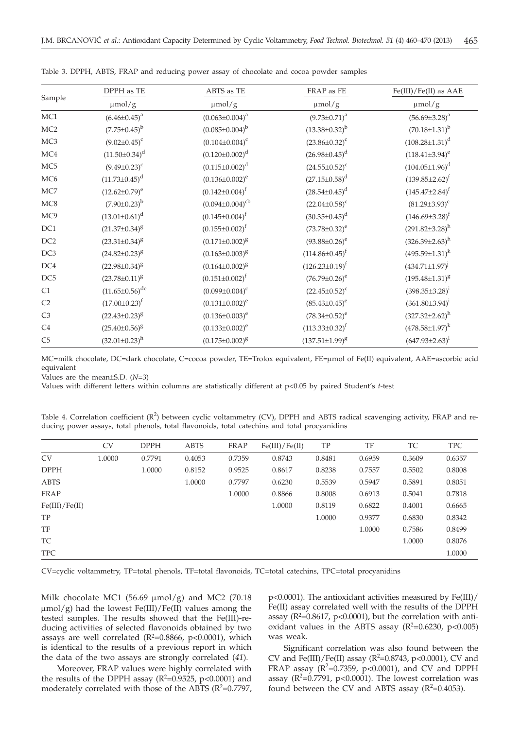Table 3. DPPH, ABTS, FRAP and reducing power assay of chocolate and cocoa powder samples

| Sample | DPPH as TE | ABTS as TE | FRAP as FE | Fe(III)/Fe(II) as AAE |
|---|---|---|---|---|
| | μmol/g | μmol/g | μmol/g | μmol/g |
| MC1 | $(6.46\pm0.45)^{a}$ | $(0.063\pm0.004)^{a}$ | $(9.73\pm0.71)^{a}$ | $(56.69\pm3.28)^{a}$ |
| MC2 | $(7.75\pm0.45)^{b}$ | $(0.085\pm0.004)^{b}$ | $(13.38\pm0.32)^{b}$ | $(70.18\pm1.31)^{b}$ |
| MC3 | $(9.02\pm0.45)^{c}$ | $(0.104\pm0.004)^{c}$ | $(23.86\pm0.32)^{c}$ | $(108.28\pm1.31)^{d}$ |
| MC4 | $(11.50\pm0.34)^{d}$ | $(0.120\pm0.002)^{d}$ | $(26.98\pm0.45)^{d}$ | $(118.41\pm3.94)^{e}$ |
| MC5 | $(9.49\pm0.23)^{c}$ | $(0.115\pm0.002)^{d}$ | $(24.55\pm0.52)^{c}$ | $(104.05\pm1.96)^{d}$ |
| MC6 | $(11.73\pm0.45)^{d}$ | $(0.136\pm0.002)^{e}$ | $(27.15\pm0.58)^{d}$ | $(139.85\pm2.62)^{f}$ |
| MC7 | $(12.62\pm0.79)^{e}$ | $(0.142\pm0.004)^{f}$ | $(28.54\pm0.45)^{d}$ | $(145.47\pm2.84)^{f}$ |
| MC8 | $(7.90\pm0.23)^{b}$ | $(0.094\pm0.004)^{cb}$ | $(22.04\pm0.58)^{c}$ | $(81.29\pm3.93)^{c}$ |
| MC9 | $(13.01\pm0.61)^{d}$ | $(0.145\pm0.004)^{f}$ | $(30.35\pm0.45)^{d}$ | $(146.69\pm3.28)^{f}$ |
| DC1 | $(21.37\pm0.34)^{g}$ | $(0.155\pm0.002)^{f}$ | $(73.78\pm0.32)^{e}$ | $(291.82\pm3.28)^{h}$ |
| DC2 | $(23.31\pm0.34)^{g}$ | $(0.171\pm0.002)^{g}$ | $(93.88\pm0.26)^{e}$ | $(326.39\pm2.63)^{h}$ |
| DC3 | $(24.82\pm0.23)^{g}$ | $(0.163\pm0.003)^{g}$ | $(114.86\pm0.45)^{f}$ | $(495.59\pm1.31)^{k}$ |
| DC4 | $(22.98\pm0.34)^{g}$ | $(0.164\pm0.002)^{g}$ | $(126.23\pm0.19)^{f}$ | $(434.71\pm1.97)^{j}$ |
| DC5 | $(23.78\pm0.11)^{g}$ | $(0.151\pm0.002)^{f}$ | $(76.79\pm0.26)^{e}$ | $(195.48\pm1.31)^{g}$ |
| C1 | $(11.65\pm0.56)^{de}$ | $(0.099\pm0.004)^{c}$ | $(22.45\pm0.52)^{c}$ | $(398.35\pm3.28)^{i}$ |
| C2 | $(17.00\pm0.23)^{f}$ | $(0.131\pm0.002)^{e}$ | $(85.43\pm0.45)^{e}$ | $(361.80\pm3.94)^{i}$ |
| C3 | $(22.43\pm0.23)^{g}$ | $(0.136\pm0.003)^{e}$ | $(78.34\pm0.52)^{e}$ | $(327.32\pm2.62)^{h}$ |
| C4 | $(25.40\pm0.56)^{g}$ | $(0.133\pm0.002)^{e}$ | $(113.33\pm0.32)^{f}$ | $(478.58\pm1.97)^{k}$ |
| C5 | $(32.01\pm0.23)^{h}$ | $(0.175\pm0.002)^{g}$ | $(137.51\pm1.99)^{g}$ | $(647.93\pm2.63)^{l}$ |

MC=milk chocolate, DC=dark chocolate, C=cocoa powder, TE=Trolox equivalent, FE=μmol of Fe(II) equivalent, AAE=ascorbic acid equivalent

Values are the mean±S.D. (*N*=3)

Values with different letters within columns are statistically different at $p<0.05$ by paired Student's *t*-test

Table 4. Correlation coefficient ($R^2$) between cyclic voltammetry (CV), DPPH and ABTS radical scavenging activity, FRAP and reducing power assays, total phenols, total flavonoids, total catechins and total procyanidins

| | CV | DPPH | ABTS | FRAP | Fe(III)/Fe(II) | TP | TF | TC | TPC |
|---|---|---|---|---|---|---|---|---|---|
| CV | 1.0000 | 0.7791 | 0.4053 | 0.7359 | 0.8743 | 0.8481 | 0.6959 | 0.3609 | 0.6357 |
| DPPH | | 1.0000 | 0.8152 | 0.9525 | 0.8617 | 0.8238 | 0.7557 | 0.5502 | 0.8008 |
| ABTS | | | 1.0000 | 0.7797 | 0.6230 | 0.5539 | 0.5947 | 0.5891 | 0.8051 |
| FRAP | | | | 1.0000 | 0.8866 | 0.8008 | 0.6913 | 0.5041 | 0.7818 |
| Fe(III)/Fe(II) | | | | | 1.0000 | 0.8119 | 0.6822 | 0.4001 | 0.6665 |
| TP | | | | | | 1.0000 | 0.9377 | 0.6830 | 0.8342 |
| TF | | | | | | | 1.0000 | 0.7586 | 0.8499 |
| TC | | | | | | | | 1.0000 | 0.8076 |
| TPC | | | | | | | | | 1.0000 |

CV=cyclic voltammetry, TP=total phenols, TF=total flavonoids, TC=total catechins, TPC=total procyanidins

Milk chocolate MC1 (56.69 μmol/g) and MC2 (70.18 μmol/g) had the lowest Fe(III)/Fe(II) values among the tested samples. The results showed that the Fe(III)-reducing activities of selected flavonoids obtained by two assays are well correlated ($R^2$=0.8866, $p<0.0001$), which is identical to the results of a previous report in which the data of the two assays are strongly correlated (*41*).

Moreover, FRAP values were highly correlated with the results of the DPPH assay ($R^2$=0.9525, $p<0.0001$) and moderately correlated with those of the ABTS ($R^2$=0.7797, $p<0.0001$). The antioxidant activities measured by Fe(III)/Fe(II) assay correlated well with the results of the DPPH assay ($R^2$=0.8617, $p<0.0001$), but the correlation with antioxidant values in the ABTS assay ($R^2$=0.6230, $p<0.005$) was weak.

Significant correlation was also found between the CV and Fe(III)/Fe(II) assay ($R^2$=0.8743, $p<0.0001$), CV and FRAP assay ($R^2$=0.7359, $p<0.0001$), and CV and DPPH assay ($R^2$=0.7791, $p<0.0001$). The lowest correlation was found between the CV and ABTS assay ($R^2$=0.4053).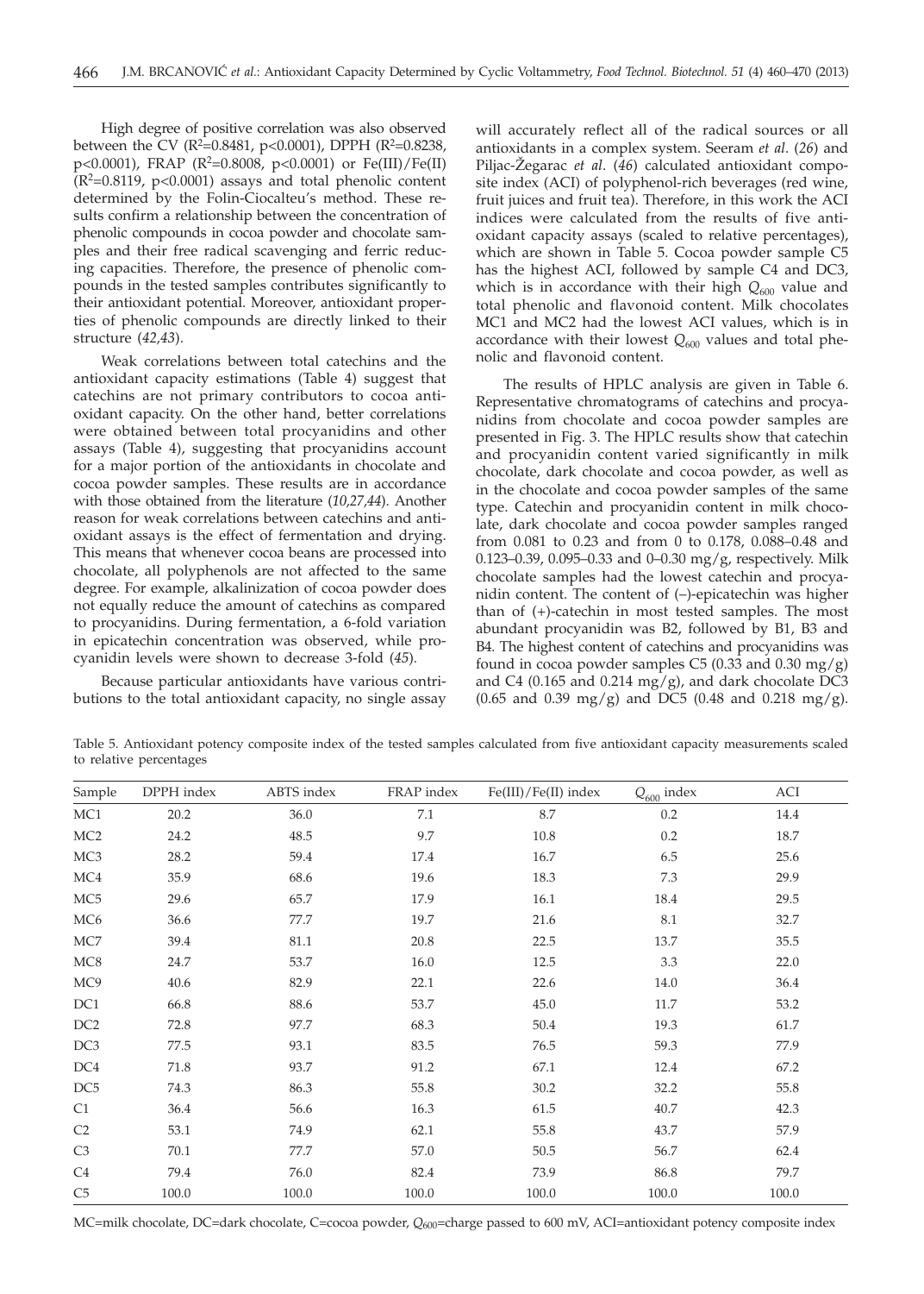High degree of positive correlation was also observed between the CV ($R^2$=0.8481, p<0.0001), DPPH ($R^2$=0.8238, p<0.0001), FRAP ($R^2$=0.8008, p<0.0001) or Fe(III)/Fe(II) ($R^2$=0.8119, p<0.0001) assays and total phenolic content determined by the Folin-Ciocalteu's method. These results confirm a relationship between the concentration of phenolic compounds in cocoa powder and chocolate samples and their free radical scavenging and ferric reducing capacities. Therefore, the presence of phenolic compounds in the tested samples contributes significantly to their antioxidant potential. Moreover, antioxidant properties of phenolic compounds are directly linked to their structure (*42,43*).

Weak correlations between total catechins and the antioxidant capacity estimations (Table 4) suggest that catechins are not primary contributors to cocoa antioxidant capacity. On the other hand, better correlations were obtained between total procyanidins and other assays (Table 4), suggesting that procyanidins account for a major portion of the antioxidants in chocolate and cocoa powder samples. These results are in accordance with those obtained from the literature (*10,27,44*). Another reason for weak correlations between catechins and antioxidant assays is the effect of fermentation and drying. This means that whenever cocoa beans are processed into chocolate, all polyphenols are not affected to the same degree. For example, alkalinization of cocoa powder does not equally reduce the amount of catechins as compared to procyanidins. During fermentation, a 6-fold variation in epicatechin concentration was observed, while procyanidin levels were shown to decrease 3-fold (*45*).

Because particular antioxidants have various contributions to the total antioxidant capacity, no single assay will accurately reflect all of the radical sources or all antioxidants in a complex system. Seeram *et al.* (*26*) and Piljac-Žegarac *et al.* (*46*) calculated antioxidant composite index (ACI) of polyphenol-rich beverages (red wine, fruit juices and fruit tea). Therefore, in this work the ACI indices were calculated from the results of five antioxidant capacity assays (scaled to relative percentages), which are shown in Table 5. Cocoa powder sample C5 has the highest ACI, followed by sample C4 and DC3, which is in accordance with their high $Q_{600}$ value and total phenolic and flavonoid content. Milk chocolates MC1 and MC2 had the lowest ACI values, which is in accordance with their lowest $Q_{600}$ values and total phenolic and flavonoid content.

The results of HPLC analysis are given in Table 6. Representative chromatograms of catechins and procyanidins from chocolate and cocoa powder samples are presented in Fig. 3. The HPLC results show that catechin and procyanidin content varied significantly in milk chocolate, dark chocolate and cocoa powder, as well as in the chocolate and cocoa powder samples of the same type. Catechin and procyanidin content in milk chocolate, dark chocolate and cocoa powder samples ranged from 0.081 to 0.23 and from 0 to 0.178, 0.088–0.48 and 0.123–0.39, 0.095–0.33 and 0–0.30 mg/g, respectively. Milk chocolate samples had the lowest catechin and procyanidin content. The content of (–)-epicatechin was higher than of (+)-catechin in most tested samples. The most abundant procyanidin was B2, followed by B1, B3 and B4. The highest content of catechins and procyanidins was found in cocoa powder samples C5 (0.33 and 0.30 mg/g) and C4 (0.165 and 0.214 mg/g), and dark chocolate DC3 (0.65 and 0.39 mg/g) and DC5 (0.48 and 0.218 mg/g).

Table 5. Antioxidant potency composite index of the tested samples calculated from five antioxidant capacity measurements scaled to relative percentages

| Sample | DPPH index | ABTS index | FRAP index | Fe(III)/Fe(II) index | $Q_{600}$ index | ACI |
|---|---|---|---|---|---|---|
| MC1 | 20.2 | 36.0 | 7.1 | 8.7 | 0.2 | 14.4 |
| MC2 | 24.2 | 48.5 | 9.7 | 10.8 | 0.2 | 18.7 |
| MC3 | 28.2 | 59.4 | 17.4 | 16.7 | 6.5 | 25.6 |
| MC4 | 35.9 | 68.6 | 19.6 | 18.3 | 7.3 | 29.9 |
| MC5 | 29.6 | 65.7 | 17.9 | 16.1 | 18.4 | 29.5 |
| MC6 | 36.6 | 77.7 | 19.7 | 21.6 | 8.1 | 32.7 |
| MC7 | 39.4 | 81.1 | 20.8 | 22.5 | 13.7 | 35.5 |
| MC8 | 24.7 | 53.7 | 16.0 | 12.5 | 3.3 | 22.0 |
| MC9 | 40.6 | 82.9 | 22.1 | 22.6 | 14.0 | 36.4 |
| DC1 | 66.8 | 88.6 | 53.7 | 45.0 | 11.7 | 53.2 |
| DC2 | 72.8 | 97.7 | 68.3 | 50.4 | 19.3 | 61.7 |
| DC3 | 77.5 | 93.1 | 83.5 | 76.5 | 59.3 | 77.9 |
| DC4 | 71.8 | 93.7 | 91.2 | 67.1 | 12.4 | 67.2 |
| DC5 | 74.3 | 86.3 | 55.8 | 30.2 | 32.2 | 55.8 |
| C1 | 36.4 | 56.6 | 16.3 | 61.5 | 40.7 | 42.3 |
| C2 | 53.1 | 74.9 | 62.1 | 55.8 | 43.7 | 57.9 |
| C3 | 70.1 | 77.7 | 57.0 | 50.5 | 56.7 | 62.4 |
| C4 | 79.4 | 76.0 | 82.4 | 73.9 | 86.8 | 79.7 |
| C5 | 100.0 | 100.0 | 100.0 | 100.0 | 100.0 | 100.0 |

MC=milk chocolate, DC=dark chocolate, C=cocoa powder, $Q_{600}$=charge passed to 600 mV, ACI=antioxidant potency composite index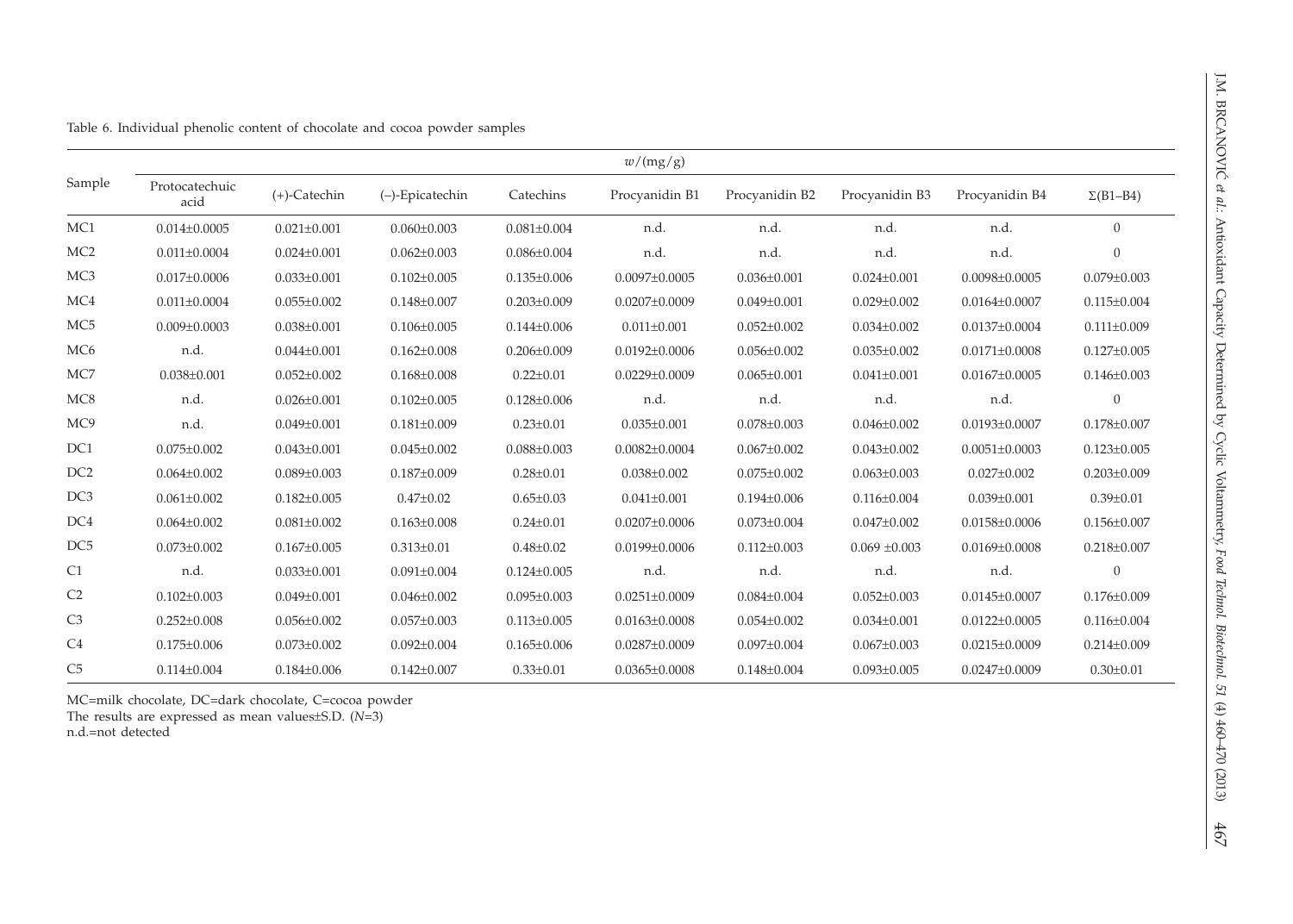Table 6. Individual phenolic content of chocolate and cocoa powder samples

| Sample | $w$/(mg/g) | | | | | | | | |
|---|---|---|---|---|---|---|---|---|---|
| | Protocatechuic acid | (+)-Catechin | (–)-Epicatechin | Catechins | Procyanidin B1 | Procyanidin B2 | Procyanidin B3 | Procyanidin B4 | Σ(B1–B4) |
| MC1 | 0.014±0.0005 | 0.021±0.001 | 0.060±0.003 | 0.081±0.004 | n.d. | n.d. | n.d. | n.d. | 0 |
| MC2 | 0.011±0.0004 | 0.024±0.001 | 0.062±0.003 | 0.086±0.004 | n.d. | n.d. | n.d. | n.d. | 0 |
| MC3 | 0.017±0.0006 | 0.033±0.001 | 0.102±0.005 | 0.135±0.006 | 0.0097±0.0005 | 0.036±0.001 | 0.024±0.001 | 0.0098±0.0005 | 0.079±0.003 |
| MC4 | 0.011±0.0004 | 0.055±0.002 | 0.148±0.007 | 0.203±0.009 | 0.0207±0.0009 | 0.049±0.001 | 0.029±0.002 | 0.0164±0.0007 | 0.115±0.004 |
| MC5 | 0.009±0.0003 | 0.038±0.001 | 0.106±0.005 | 0.144±0.006 | 0.011±0.001 | 0.052±0.002 | 0.034±0.002 | 0.0137±0.0004 | 0.111±0.009 |
| MC6 | n.d. | 0.044±0.001 | 0.162±0.008 | 0.206±0.009 | 0.0192±0.0006 | 0.056±0.002 | 0.035±0.002 | 0.0171±0.0008 | 0.127±0.005 |
| MC7 | 0.038±0.001 | 0.052±0.002 | 0.168±0.008 | 0.22±0.01 | 0.0229±0.0009 | 0.065±0.001 | 0.041±0.001 | 0.0167±0.0005 | 0.146±0.003 |
| MC8 | n.d. | 0.026±0.001 | 0.102±0.005 | 0.128±0.006 | n.d. | n.d. | n.d. | n.d. | 0 |
| MC9 | n.d. | 0.049±0.001 | 0.181±0.009 | 0.23±0.01 | 0.035±0.001 | 0.078±0.003 | 0.046±0.002 | 0.0193±0.0007 | 0.178±0.007 |
| DC1 | 0.075±0.002 | 0.043±0.001 | 0.045±0.002 | 0.088±0.003 | 0.0082±0.0004 | 0.067±0.002 | 0.043±0.002 | 0.0051±0.0003 | 0.123±0.005 |
| DC2 | 0.064±0.002 | 0.089±0.003 | 0.187±0.009 | 0.28±0.01 | 0.038±0.002 | 0.075±0.002 | 0.063±0.003 | 0.027±0.002 | 0.203±0.009 |
| DC3 | 0.061±0.002 | 0.182±0.005 | 0.47±0.02 | 0.65±0.03 | 0.041±0.001 | 0.194±0.006 | 0.116±0.004 | 0.039±0.001 | 0.39±0.01 |
| DC4 | 0.064±0.002 | 0.081±0.002 | 0.163±0.008 | 0.24±0.01 | 0.0207±0.0006 | 0.073±0.004 | 0.047±0.002 | 0.0158±0.0006 | 0.156±0.007 |
| DC5 | 0.073±0.002 | 0.167±0.005 | 0.313±0.01 | 0.48±0.02 | 0.0199±0.0006 | 0.112±0.003 | 0.069 ±0.003 | 0.0169±0.0008 | 0.218±0.007 |
| C1 | n.d. | 0.033±0.001 | 0.091±0.004 | 0.124±0.005 | n.d. | n.d. | n.d. | n.d. | 0 |
| C2 | 0.102±0.003 | 0.049±0.001 | 0.046±0.002 | 0.095±0.003 | 0.0251±0.0009 | 0.084±0.004 | 0.052±0.003 | 0.0145±0.0007 | 0.176±0.009 |
| C3 | 0.252±0.008 | 0.056±0.002 | 0.057±0.003 | 0.113±0.005 | 0.0163±0.0008 | 0.054±0.002 | 0.034±0.001 | 0.0122±0.0005 | 0.116±0.004 |
| C4 | 0.175±0.006 | 0.073±0.002 | 0.092±0.004 | 0.165±0.006 | 0.0287±0.0009 | 0.097±0.004 | 0.067±0.003 | 0.0215±0.0009 | 0.214±0.009 |
| C5 | 0.114±0.004 | 0.184±0.006 | 0.142±0.007 | 0.33±0.01 | 0.0365±0.0008 | 0.148±0.004 | 0.093±0.005 | 0.0247±0.0009 | 0.30±0.01 |

MC=milk chocolate, DC=dark chocolate, C=cocoa powder

The results are expressed as mean values±S.D. ($N$=3)

n.d.=not detected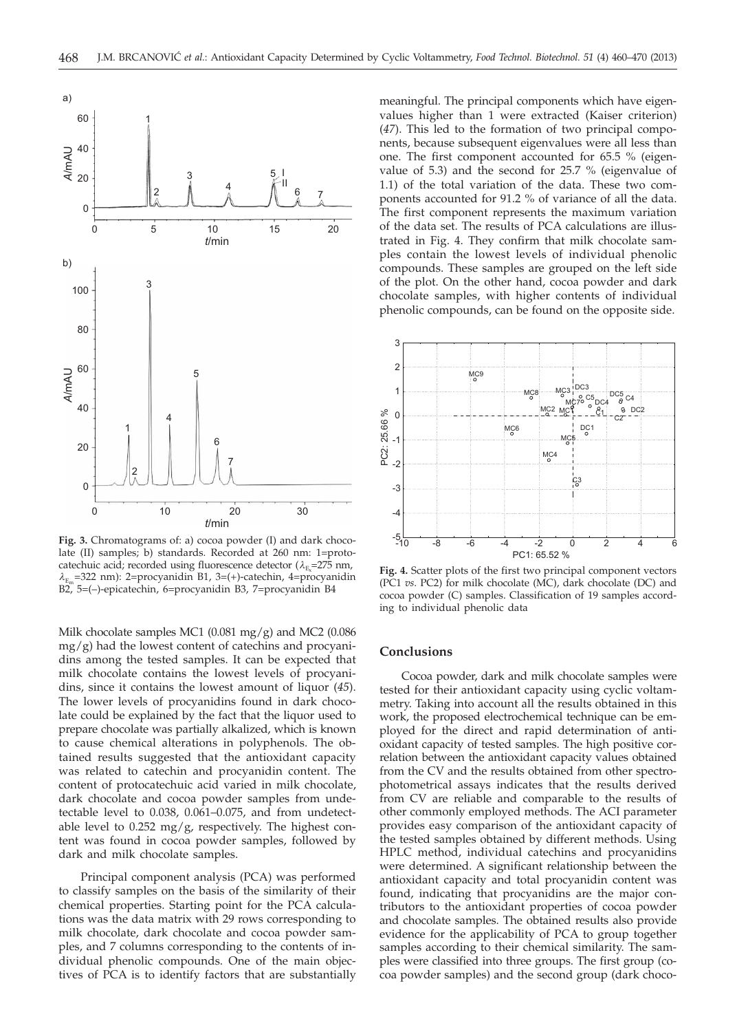**Fig. 3.** Chromatograms of: a) cocoa powder (I) and dark chocolate (II) samples; b) standards. Recorded at 260 nm: 1=protocatechuic acid; recorded using fluorescence detector ($\lambda_{Ex}$=275 nm, $\lambda_{Em}$=322 nm): 2=procyanidin B1, 3=(+)-catechin, 4=procyanidin B2, 5=(–)-epicatechin, 6=procyanidin B3, 7=procyanidin B4

Milk chocolate samples MC1 (0.081 mg/g) and MC2 (0.086 mg/g) had the lowest content of catechins and procyanidins among the tested samples. It can be expected that milk chocolate contains the lowest levels of procyanidins, since it contains the lowest amount of liquor (*45*). The lower levels of procyanidins found in dark chocolate could be explained by the fact that the liquor used to prepare chocolate was partially alkalized, which is known to cause chemical alterations in polyphenols. The obtained results suggested that the antioxidant capacity was related to catechin and procyanidin content. The content of protocatechuic acid varied in milk chocolate, dark chocolate and cocoa powder samples from undetectable level to 0.038, 0.061–0.075, and from undetectable level to 0.252 mg/g, respectively. The highest content was found in cocoa powder samples, followed by dark and milk chocolate samples.

Principal component analysis (PCA) was performed to classify samples on the basis of the similarity of their chemical properties. Starting point for the PCA calculations was the data matrix with 29 rows corresponding to milk chocolate, dark chocolate and cocoa powder samples, and 7 columns corresponding to the contents of individual phenolic compounds. One of the main objectives of PCA is to identify factors that are substantially meaningful. The principal components which have eigenvalues higher than 1 were extracted (Kaiser criterion) (*47*). This led to the formation of two principal components, because subsequent eigenvalues were all less than one. The first component accounted for 65.5 % (eigenvalue of 5.3) and the second for 25.7 % (eigenvalue of 1.1) of the total variation of the data. These two components accounted for 91.2 % of variance of all the data. The first component represents the maximum variation of the data set. The results of PCA calculations are illustrated in Fig. 4. They confirm that milk chocolate samples contain the lowest levels of individual phenolic compounds. These samples are grouped on the left side of the plot. On the other hand, cocoa powder and dark chocolate samples, with higher contents of individual phenolic compounds, can be found on the opposite side.

**Fig. 4.** Scatter plots of the first two principal component vectors (PC1 *vs.* PC2) for milk chocolate (MC), dark chocolate (DC) and cocoa powder (C) samples. Classification of 19 samples according to individual phenolic data

## Conclusions

Cocoa powder, dark and milk chocolate samples were tested for their antioxidant capacity using cyclic voltammetry. Taking into account all the results obtained in this work, the proposed electrochemical technique can be employed for the direct and rapid determination of antioxidant capacity of tested samples. The high positive correlation between the antioxidant capacity values obtained from the CV and the results obtained from other spectrophotometrical assays indicates that the results derived from CV are reliable and comparable to the results of other commonly employed methods. The ACI parameter provides easy comparison of the antioxidant capacity of the tested samples obtained by different methods. Using HPLC method, individual catechins and procyanidins were determined. A significant relationship between the antioxidant capacity and total procyanidin content was found, indicating that procyanidins are the major contributors to the antioxidant properties of cocoa powder and chocolate samples. The obtained results also provide evidence for the applicability of PCA to group together samples according to their chemical similarity. The samples were classified into three groups. The first group (cocoa powder samples) and the second group (dark choco-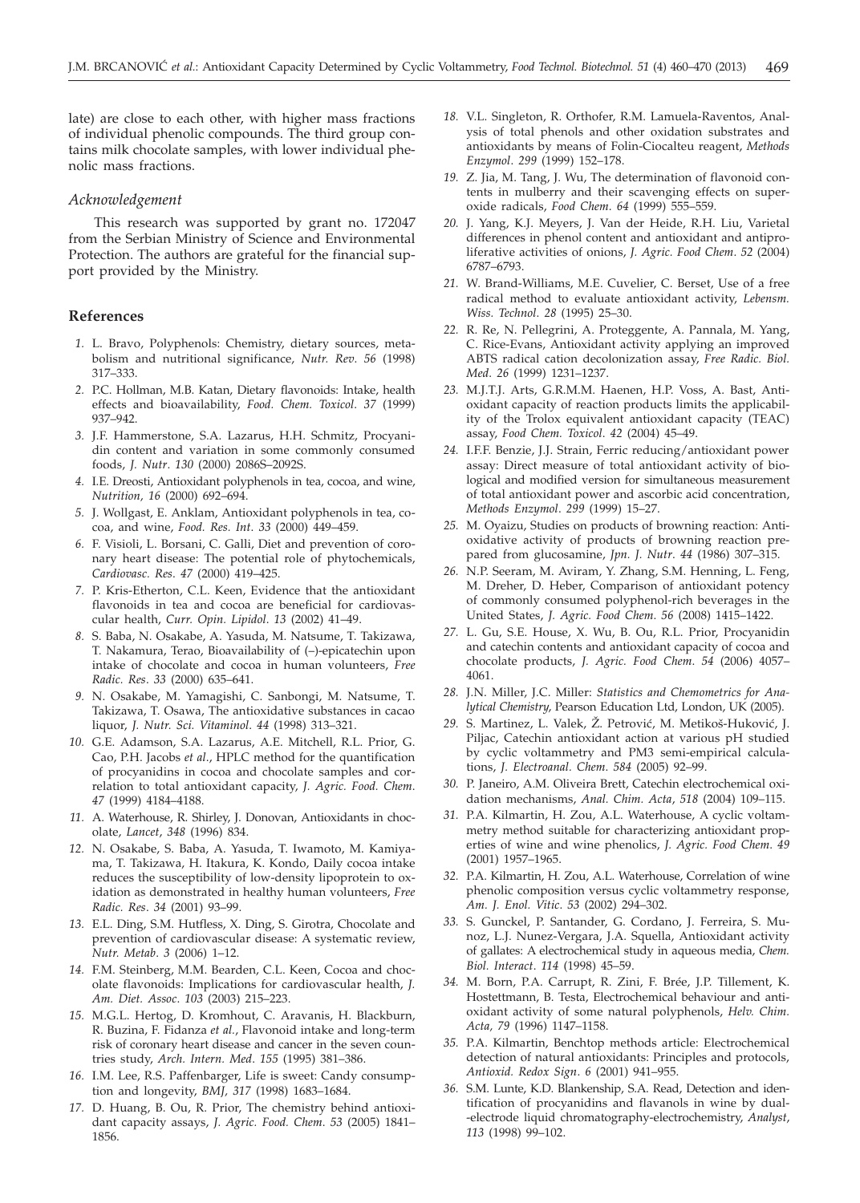late) are close to each other, with higher mass fractions of individual phenolic compounds. The third group contains milk chocolate samples, with lower individual phenolic mass fractions.

### Acknowledgement

This research was supported by grant no. 172047 from the Serbian Ministry of Science and Environmental Protection. The authors are grateful for the financial support provided by the Ministry.

## References

1. L. Bravo, Polyphenols: Chemistry, dietary sources, metabolism and nutritional significance, *Nutr. Rev. 56* (1998) 317–333.
2. P.C. Hollman, M.B. Katan, Dietary flavonoids: Intake, health effects and bioavailability, *Food. Chem. Toxicol. 37* (1999) 937–942.
3. J.F. Hammerstone, S.A. Lazarus, H.H. Schmitz, Procyanidin content and variation in some commonly consumed foods, *J. Nutr. 130* (2000) 2086S–2092S.
4. I.E. Dreosti, Antioxidant polyphenols in tea, cocoa, and wine, *Nutrition, 16* (2000) 692–694.
5. J. Wollgast, E. Anklam, Antioxidant polyphenols in tea, cocoa, and wine, *Food. Res. Int. 33* (2000) 449–459.
6. F. Visioli, L. Borsani, C. Galli, Diet and prevention of coronary heart disease: The potential role of phytochemicals, *Cardiovasc. Res. 47* (2000) 419–425.
7. P. Kris-Etherton, C.L. Keen, Evidence that the antioxidant flavonoids in tea and cocoa are beneficial for cardiovascular health, *Curr. Opin. Lipidol. 13* (2002) 41–49.
8. S. Baba, N. Osakabe, A. Yasuda, M. Natsume, T. Takizawa, T. Nakamura, Terao, Bioavailability of (–)-epicatechin upon intake of chocolate and cocoa in human volunteers, *Free Radic. Res. 33* (2000) 635–641.
9. N. Osakabe, M. Yamagishi, C. Sanbongi, M. Natsume, T. Takizawa, T. Osawa, The antioxidative substances in cacao liquor, *J. Nutr. Sci. Vitaminol. 44* (1998) 313–321.
10. G.E. Adamson, S.A. Lazarus, A.E. Mitchell, R.L. Prior, G. Cao, P.H. Jacobs *et al.*, HPLC method for the quantification of procyanidins in cocoa and chocolate samples and correlation to total antioxidant capacity, *J. Agric. Food. Chem. 47* (1999) 4184–4188.
11. A. Waterhouse, R. Shirley, J. Donovan, Antioxidants in chocolate, *Lancet, 348* (1996) 834.
12. N. Osakabe, S. Baba, A. Yasuda, T. Iwamoto, M. Kamiyama, T. Takizawa, H. Itakura, K. Kondo, Daily cocoa intake reduces the susceptibility of low-density lipoprotein to oxidation as demonstrated in healthy human volunteers, *Free Radic. Res. 34* (2001) 93–99.
13. E.L. Ding, S.M. Hutfless, X. Ding, S. Girotra, Chocolate and prevention of cardiovascular disease: A systematic review, *Nutr. Metab. 3* (2006) 1–12.
14. F.M. Steinberg, M.M. Bearden, C.L. Keen, Cocoa and chocolate flavonoids: Implications for cardiovascular health, *J. Am. Diet. Assoc. 103* (2003) 215–223.
15. M.G.L. Hertog, D. Kromhout, C. Aravanis, H. Blackburn, R. Buzina, F. Fidanza *et al.*, Flavonoid intake and long-term risk of coronary heart disease and cancer in the seven countries study, *Arch. Intern. Med. 155* (1995) 381–386.
16. I.M. Lee, R.S. Paffenbarger, Life is sweet: Candy consumption and longevity, *BMJ, 317* (1998) 1683–1684.
17. D. Huang, B. Ou, R. Prior, The chemistry behind antioxidant capacity assays, *J. Agric. Food. Chem. 53* (2005) 1841–1856.
18. V.L. Singleton, R. Orthofer, R.M. Lamuela-Raventos, Analysis of total phenols and other oxidation substrates and antioxidants by means of Folin-Ciocalteu reagent, *Methods Enzymol. 299* (1999) 152–178.
19. Z. Jia, M. Tang, J. Wu, The determination of flavonoid contents in mulberry and their scavenging effects on superoxide radicals, *Food Chem. 64* (1999) 555–559.
20. J. Yang, K.J. Meyers, J. Van der Heide, R.H. Liu, Varietal differences in phenol content and antioxidant and antiproliferative activities of onions, *J. Agric. Food Chem. 52* (2004) 6787–6793.
21. W. Brand-Williams, M.E. Cuvelier, C. Berset, Use of a free radical method to evaluate antioxidant activity, *Lebensm. Wiss. Technol. 28* (1995) 25–30.
22. R. Re, N. Pellegrini, A. Proteggente, A. Pannala, M. Yang, C. Rice-Evans, Antioxidant activity applying an improved ABTS radical cation decolonization assay, *Free Radic. Biol. Med. 26* (1999) 1231–1237.
23. M.J.T.J. Arts, G.R.M.M. Haenen, H.P. Voss, A. Bast, Antioxidant capacity of reaction products limits the applicability of the Trolox equivalent antioxidant capacity (TEAC) assay, *Food Chem. Toxicol. 42* (2004) 45–49.
24. I.F.F. Benzie, J.J. Strain, Ferric reducing/antioxidant power assay: Direct measure of total antioxidant activity of biological and modified version for simultaneous measurement of total antioxidant power and ascorbic acid concentration, *Methods Enzymol. 299* (1999) 15–27.
25. M. Oyaizu, Studies on products of browning reaction: Antioxidative activity of products of browning reaction prepared from glucosamine, *Jpn. J. Nutr. 44* (1986) 307–315.
26. N.P. Seeram, M. Aviram, Y. Zhang, S.M. Henning, L. Feng, M. Dreher, D. Heber, Comparison of antioxidant potency of commonly consumed polyphenol-rich beverages in the United States, *J. Agric. Food Chem. 56* (2008) 1415–1422.
27. L. Gu, S.E. House, X. Wu, B. Ou, R.L. Prior, Procyanidin and catechin contents and antioxidant capacity of cocoa and chocolate products, *J. Agric. Food Chem. 54* (2006) 4057–4061.
28. J.N. Miller, J.C. Miller: *Statistics and Chemometrics for Analytical Chemistry*, Pearson Education Ltd, London, UK (2005).
29. S. Martinez, L. Valek, Ž. Petrović, M. Metikoš-Huković, J. Piljac, Catechin antioxidant action at various pH studied by cyclic voltammetry and PM3 semi-empirical calculations, *J. Electroanal. Chem. 584* (2005) 92–99.
30. P. Janeiro, A.M. Oliveira Brett, Catechin electrochemical oxidation mechanisms, *Anal. Chim. Acta, 518* (2004) 109–115.
31. P.A. Kilmartin, H. Zou, A.L. Waterhouse, A cyclic voltammetry method suitable for characterizing antioxidant properties of wine and wine phenolics, *J. Agric. Food Chem. 49* (2001) 1957–1965.
32. P.A. Kilmartin, H. Zou, A.L. Waterhouse, Correlation of wine phenolic composition versus cyclic voltammetry response, *Am. J. Enol. Vitic. 53* (2002) 294–302.
33. S. Gunckel, P. Santander, G. Cordano, J. Ferreira, S. Munoz, L.J. Nunez-Vergara, J.A. Squella, Antioxidant activity of gallates: A electrochemical study in aqueous media, *Chem. Biol. Interact. 114* (1998) 45–59.
34. M. Born, P.A. Carrupt, R. Zini, F. Brée, J.P. Tillement, K. Hostettmann, B. Testa, Electrochemical behaviour and antioxidant activity of some natural polyphenols, *Helv. Chim. Acta, 79* (1996) 1147–1158.
35. P.A. Kilmartin, Benchtop methods article: Electrochemical detection of natural antioxidants: Principles and protocols, *Antioxid. Redox Sign. 6* (2001) 941–955.
36. S.M. Lunte, K.D. Blankenship, S.A. Read, Detection and identification of procyanidins and flavanols in wine by dual-electrode liquid chromatography-electrochemistry, *Analyst, 113* (1998) 99–102.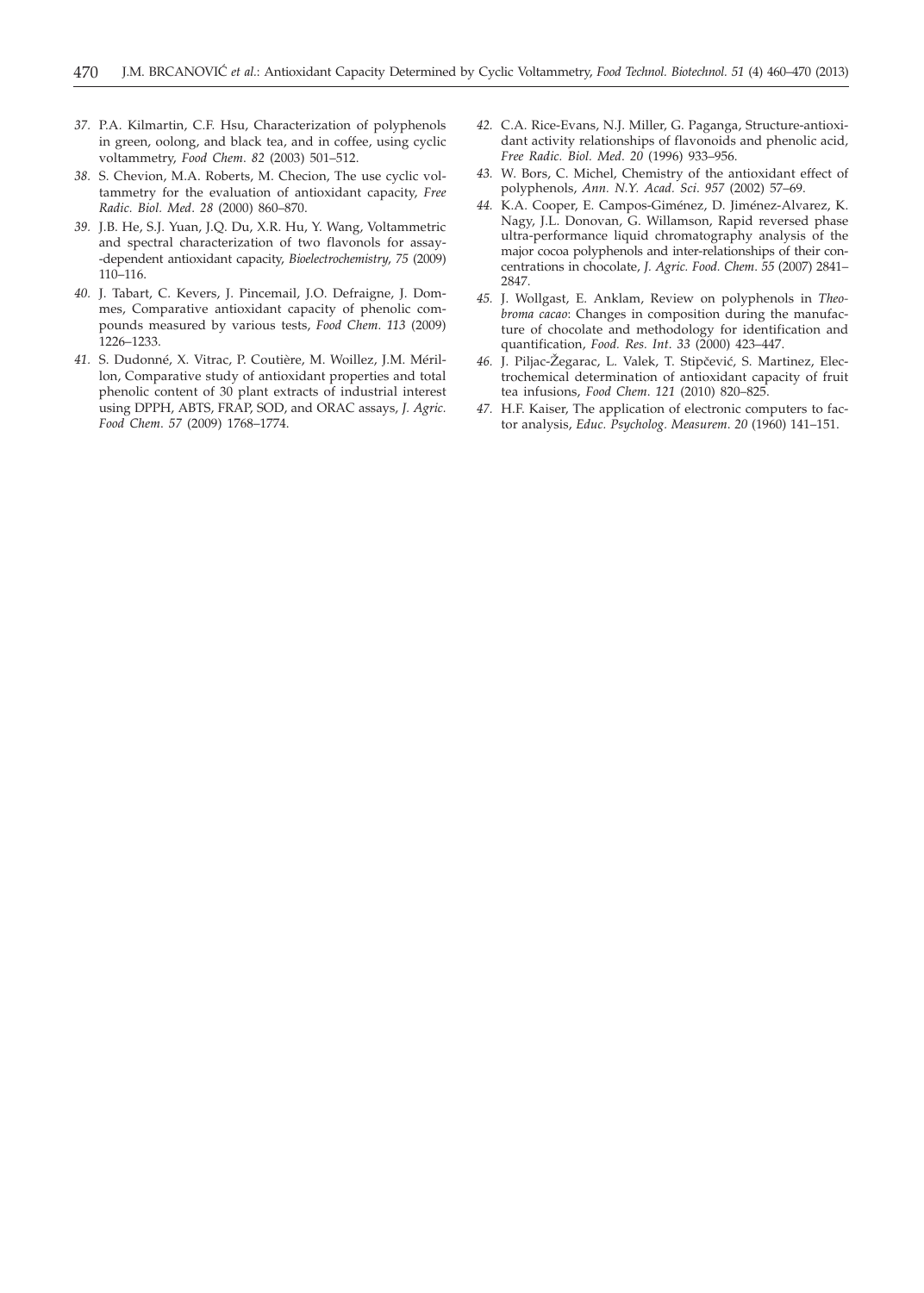37. P.A. Kilmartin, C.F. Hsu, Characterization of polyphenols in green, oolong, and black tea, and in coffee, using cyclic voltammetry, *Food Chem. 82* (2003) 501–512.

38. S. Chevion, M.A. Roberts, M. Checion, The use cyclic voltammetry for the evaluation of antioxidant capacity, *Free Radic. Biol. Med. 28* (2000) 860–870.

39. J.B. He, S.J. Yuan, J.Q. Du, X.R. Hu, Y. Wang, Voltammetric and spectral characterization of two flavonols for assay-dependent antioxidant capacity, *Bioelectrochemistry, 75* (2009) 110–116.

40. J. Tabart, C. Kevers, J. Pincemail, J.O. Defraigne, J. Dommes, Comparative antioxidant capacity of phenolic compounds measured by various tests, *Food Chem. 113* (2009) 1226–1233.

41. S. Dudonné, X. Vitrac, P. Coutière, M. Woillez, J.M. Mérillon, Comparative study of antioxidant properties and total phenolic content of 30 plant extracts of industrial interest using DPPH, ABTS, FRAP, SOD, and ORAC assays, *J. Agric. Food Chem. 57* (2009) 1768–1774.

42. C.A. Rice-Evans, N.J. Miller, G. Paganga, Structure-antioxidant activity relationships of flavonoids and phenolic acid, *Free Radic. Biol. Med. 20* (1996) 933–956.

43. W. Bors, C. Michel, Chemistry of the antioxidant effect of polyphenols, *Ann. N.Y. Acad. Sci. 957* (2002) 57–69.

44. K.A. Cooper, E. Campos-Giménez, D. Jiménez-Alvarez, K. Nagy, J.L. Donovan, G. Willamson, Rapid reversed phase ultra-performance liquid chromatography analysis of the major cocoa polyphenols and inter-relationships of their concentrations in chocolate, *J. Agric. Food Chem. 55* (2007) 2841–2847.

45. J. Wollgast, E. Anklam, Review on polyphenols in *Theobroma cacao*: Changes in composition during the manufacture of chocolate and methodology for identification and quantification, *Food. Res. Int. 33* (2000) 423–447.

46. J. Piljac-Žegarac, L. Valek, T. Stipčević, S. Martinez, Electrochemical determination of antioxidant capacity of fruit tea infusions, *Food Chem. 121* (2010) 820–825.

47. H.F. Kaiser, The application of electronic computers to factor analysis, *Educ. Psycholog. Measurem. 20* (1960) 141–151.